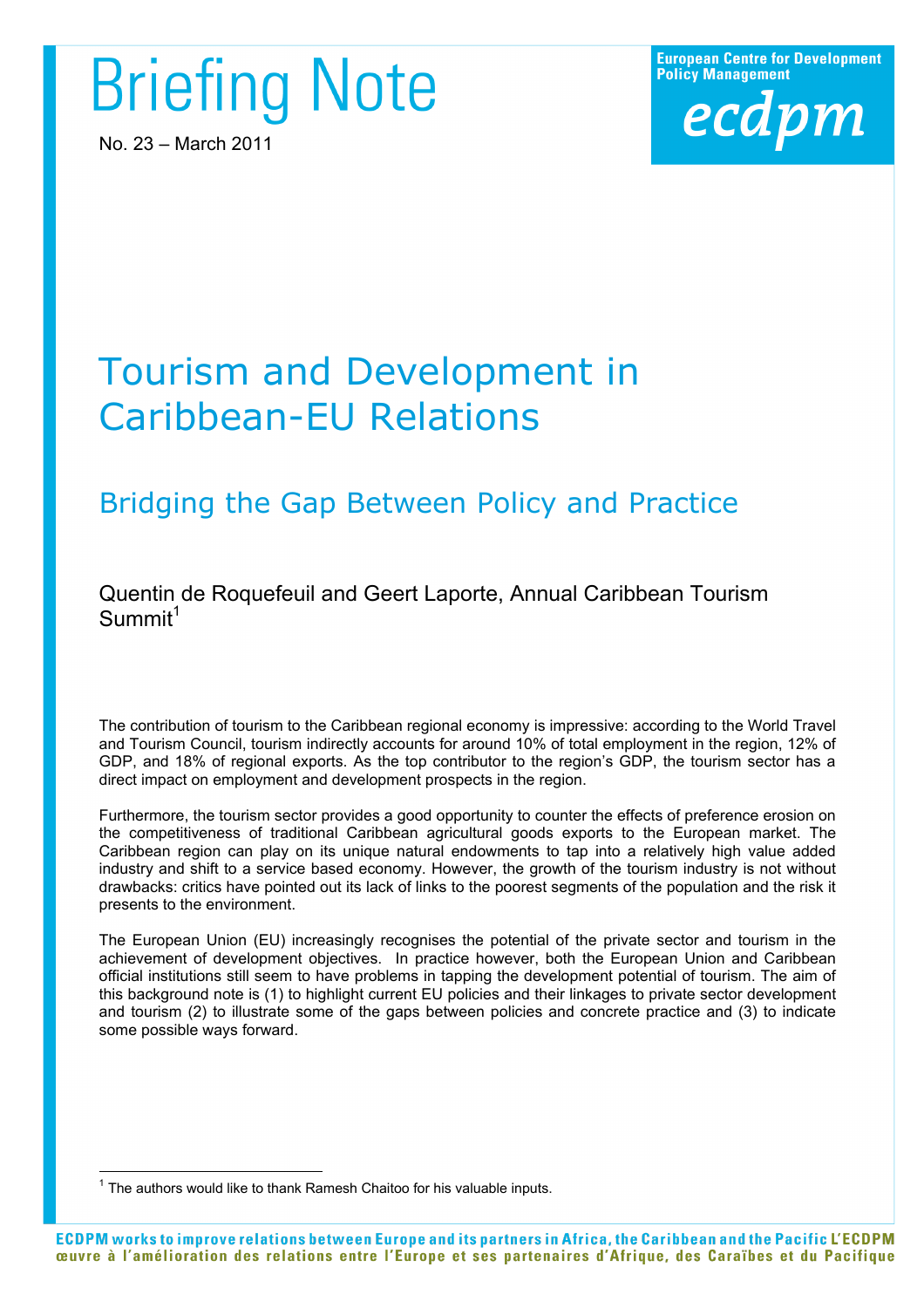Briefing Note

No. 23 – March 2011

European Centre for Development Policy Management

ecdpm

# Tourism and Development in Caribbean-EU Relations

## Bridging the Gap Between Policy and Practice

Quentin de Roquefeuil and Geert Laporte, Annual Caribbean Tourism Summit[1]

The contribution of tourism to the Caribbean regional economy is impressive: according to the World Travel and Tourism Council, tourism indirectly accounts for around 10% of total employment in the region, 12% of GDP, and 18% of regional exports. As the top contributor to the region's GDP, the tourism sector has a direct impact on employment and development prospects in the region.

Furthermore, the tourism sector provides a good opportunity to counter the effects of preference erosion on the competitiveness of traditional Caribbean agricultural goods exports to the European market. The Caribbean region can play on its unique natural endowments to tap into a relatively high value added industry and shift to a service based economy. However, the growth of the tourism industry is not without drawbacks: critics have pointed out its lack of links to the poorest segments of the population and the risk it presents to the environment.

The European Union (EU) increasingly recognises the potential of the private sector and tourism in the achievement of development objectives. In practice however, both the European Union and Caribbean official institutions still seem to have problems in tapping the development potential of tourism. The aim of this background note is (1) to highlight current EU policies and their linkages to private sector development and tourism (2) to illustrate some of the gaps between policies and concrete practice and (3) to indicate some possible ways forward.

[1] The authors would like to thank Ramesh Chaitoo for his valuable inputs.

ECDPM works to improve relations between Europe and its partners in Africa, the Caribbean and the Pacific L'ECDPM œuvre à l'amélioration des relations entre l'Europe et ses partenaires d'Afrique, des Caraïbes et du Pacifique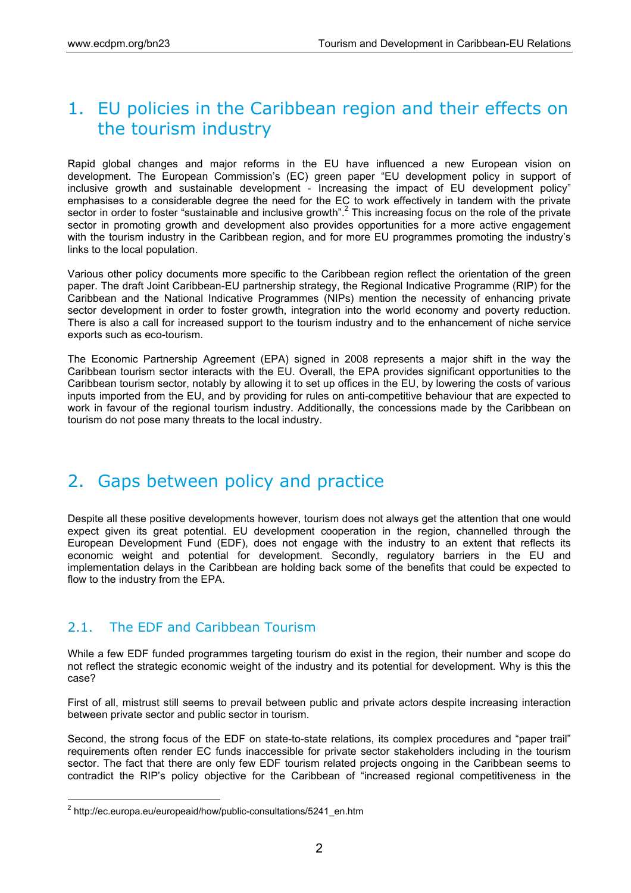# 1. EU policies in the Caribbean region and their effects on the tourism industry

Rapid global changes and major reforms in the EU have influenced a new European vision on development. The European Commission's (EC) green paper "EU development policy in support of inclusive growth and sustainable development - Increasing the impact of EU development policy" emphasises to a considerable degree the need for the EC to work effectively in tandem with the private sector in order to foster "sustainable and inclusive growth".[2] This increasing focus on the role of the private sector in promoting growth and development also provides opportunities for a more active engagement with the tourism industry in the Caribbean region, and for more EU programmes promoting the industry's links to the local population.

Various other policy documents more specific to the Caribbean region reflect the orientation of the green paper. The draft Joint Caribbean-EU partnership strategy, the Regional Indicative Programme (RIP) for the Caribbean and the National Indicative Programmes (NIPs) mention the necessity of enhancing private sector development in order to foster growth, integration into the world economy and poverty reduction. There is also a call for increased support to the tourism industry and to the enhancement of niche service exports such as eco-tourism.

The Economic Partnership Agreement (EPA) signed in 2008 represents a major shift in the way the Caribbean tourism sector interacts with the EU. Overall, the EPA provides significant opportunities to the Caribbean tourism sector, notably by allowing it to set up offices in the EU, by lowering the costs of various inputs imported from the EU, and by providing for rules on anti-competitive behaviour that are expected to work in favour of the regional tourism industry. Additionally, the concessions made by the Caribbean on tourism do not pose many threats to the local industry.

# 2. Gaps between policy and practice

Despite all these positive developments however, tourism does not always get the attention that one would expect given its great potential. EU development cooperation in the region, channelled through the European Development Fund (EDF), does not engage with the industry to an extent that reflects its economic weight and potential for development. Secondly, regulatory barriers in the EU and implementation delays in the Caribbean are holding back some of the benefits that could be expected to flow to the industry from the EPA.

## 2.1. The EDF and Caribbean Tourism

While a few EDF funded programmes targeting tourism do exist in the region, their number and scope do not reflect the strategic economic weight of the industry and its potential for development. Why is this the case?

First of all, mistrust still seems to prevail between public and private actors despite increasing interaction between private sector and public sector in tourism.

Second, the strong focus of the EDF on state-to-state relations, its complex procedures and "paper trail" requirements often render EC funds inaccessible for private sector stakeholders including in the tourism sector. The fact that there are only few EDF tourism related projects ongoing in the Caribbean seems to contradict the RIP's policy objective for the Caribbean of "increased regional competitiveness in the

[2] http://ec.europa.eu/europeaid/how/public-consultations/5241_en.htm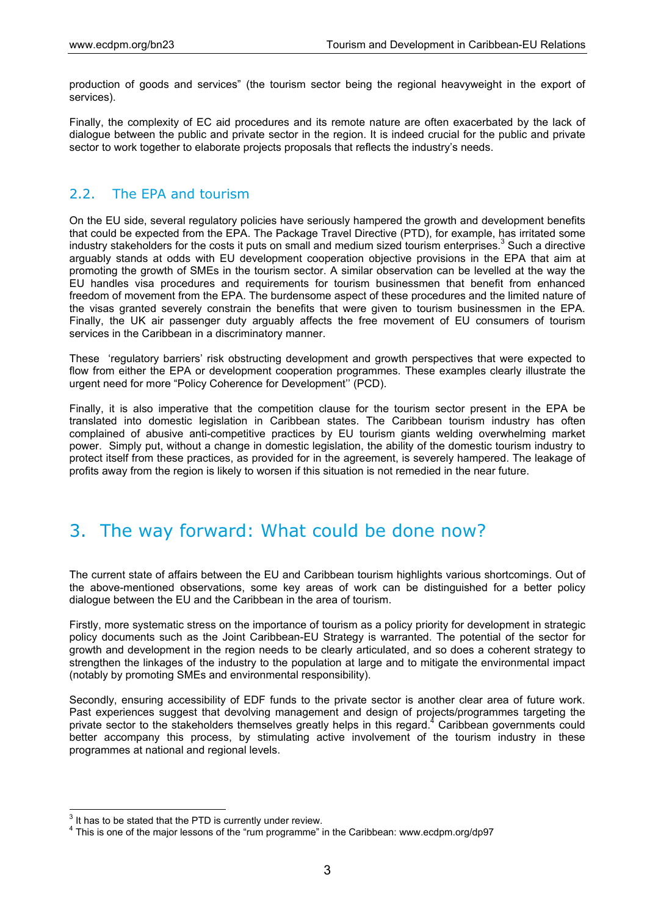production of goods and services" (the tourism sector being the regional heavyweight in the export of services).

Finally, the complexity of EC aid procedures and its remote nature are often exacerbated by the lack of dialogue between the public and private sector in the region. It is indeed crucial for the public and private sector to work together to elaborate projects proposals that reflects the industry's needs.

## 2.2. The EPA and tourism

On the EU side, several regulatory policies have seriously hampered the growth and development benefits that could be expected from the EPA. The Package Travel Directive (PTD), for example, has irritated some industry stakeholders for the costs it puts on small and medium sized tourism enterprises.[3] Such a directive arguably stands at odds with EU development cooperation objective provisions in the EPA that aim at promoting the growth of SMEs in the tourism sector. A similar observation can be levelled at the way the EU handles visa procedures and requirements for tourism businessmen that benefit from enhanced freedom of movement from the EPA. The burdensome aspect of these procedures and the limited nature of the visas granted severely constrain the benefits that were given to tourism businessmen in the EPA. Finally, the UK air passenger duty arguably affects the free movement of EU consumers of tourism services in the Caribbean in a discriminatory manner.

These 'regulatory barriers' risk obstructing development and growth perspectives that were expected to flow from either the EPA or development cooperation programmes. These examples clearly illustrate the urgent need for more "Policy Coherence for Development'' (PCD).

Finally, it is also imperative that the competition clause for the tourism sector present in the EPA be translated into domestic legislation in Caribbean states. The Caribbean tourism industry has often complained of abusive anti-competitive practices by EU tourism giants welding overwhelming market power. Simply put, without a change in domestic legislation, the ability of the domestic tourism industry to protect itself from these practices, as provided for in the agreement, is severely hampered. The leakage of profits away from the region is likely to worsen if this situation is not remedied in the near future.

# 3. The way forward: What could be done now?

The current state of affairs between the EU and Caribbean tourism highlights various shortcomings. Out of the above-mentioned observations, some key areas of work can be distinguished for a better policy dialogue between the EU and the Caribbean in the area of tourism.

Firstly, more systematic stress on the importance of tourism as a policy priority for development in strategic policy documents such as the Joint Caribbean-EU Strategy is warranted. The potential of the sector for growth and development in the region needs to be clearly articulated, and so does a coherent strategy to strengthen the linkages of the industry to the population at large and to mitigate the environmental impact (notably by promoting SMEs and environmental responsibility).

Secondly, ensuring accessibility of EDF funds to the private sector is another clear area of future work. Past experiences suggest that devolving management and design of projects/programmes targeting the private sector to the stakeholders themselves greatly helps in this regard.[4] Caribbean governments could better accompany this process, by stimulating active involvement of the tourism industry in these programmes at national and regional levels.

---

[3] It has to be stated that the PTD is currently under review.

[4] This is one of the major lessons of the "rum programme" in the Caribbean: www.ecdpm.org/dp97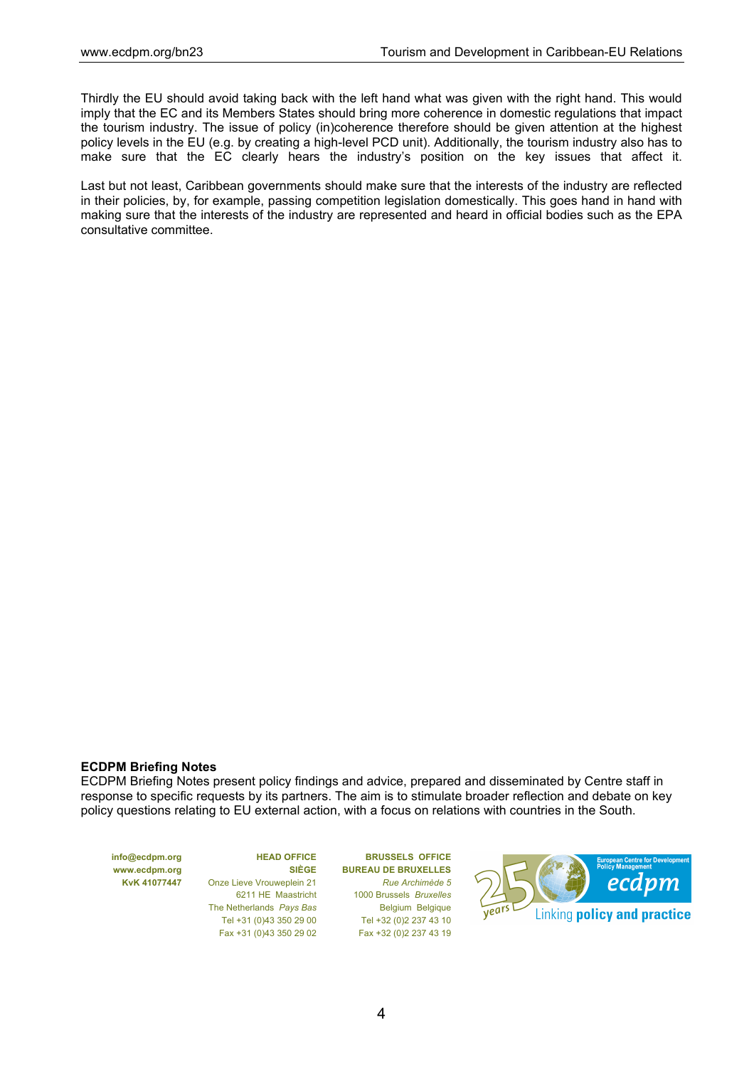Thirdly the EU should avoid taking back with the left hand what was given with the right hand. This would imply that the EC and its Members States should bring more coherence in domestic regulations that impact the tourism industry. The issue of policy (in)coherence therefore should be given attention at the highest policy levels in the EU (e.g. by creating a high-level PCD unit). Additionally, the tourism industry also has to make sure that the EC clearly hears the industry's position on the key issues that affect it.

Last but not least, Caribbean governments should make sure that the interests of the industry are reflected in their policies, by, for example, passing competition legislation domestically. This goes hand in hand with making sure that the interests of the industry are represented and heard in official bodies such as the EPA consultative committee.

**ECDPM Briefing Notes**
ECDPM Briefing Notes present policy findings and advice, prepared and disseminated by Centre staff in response to specific requests by its partners. The aim is to stimulate broader reflection and debate on key policy questions relating to EU external action, with a focus on relations with countries in the South.

**info@ecdpm.org**
**www.ecdpm.org**
**KvK 41077447**

**HEAD OFFICE**
**SIÈGE**
Onze Lieve Vrouweplein 21
6211 HE Maastricht
The Netherlands *Pays Bas*
Tel +31 (0)43 350 29 00
Fax +31 (0)43 350 29 02

**BRUSSELS OFFICE**
**BUREAU DE BRUXELLES**
*Rue Archimède 5*
1000 Brussels *Bruxelles*
Belgium Belgique
Tel +32 (0)2 237 43 10
Fax +32 (0)2 237 43 19

25 years
European Centre for Development Policy Management
ecdpm
Linking **policy and practice**